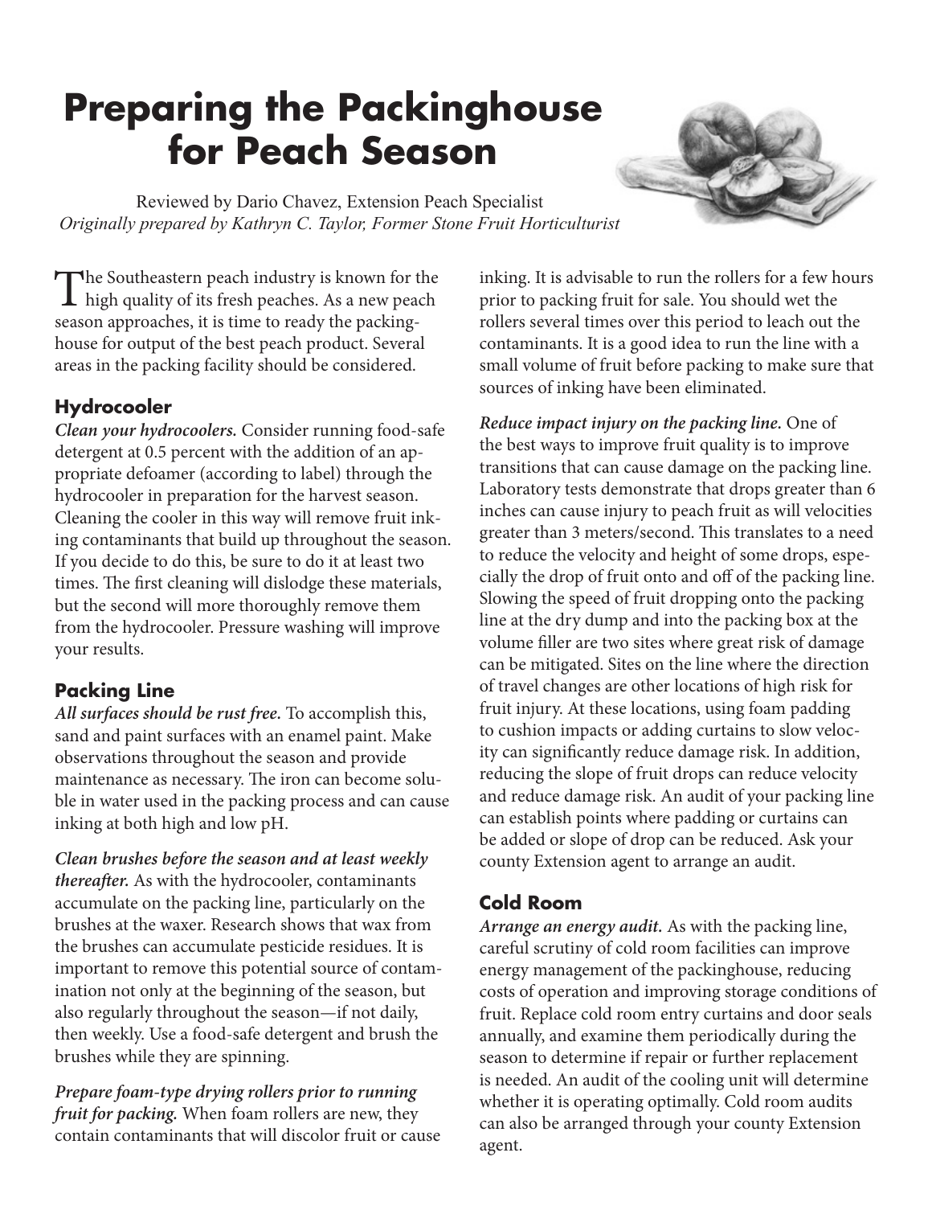# Preparing the Packinghouse for Peach Season

Reviewed by Dario Chavez, Extension Peach Specialist
*Originally prepared by Kathryn C. Taylor, Former Stone Fruit Horticulturist*

The Southeastern peach industry is known for the high quality of its fresh peaches. As a new peach season approaches, it is time to ready the packinghouse for output of the best peach product. Several areas in the packing facility should be considered.

## Hydrocooler

***Clean your hydrocoolers.*** Consider running food-safe detergent at 0.5 percent with the addition of an appropriate defoamer (according to label) through the hydrocooler in preparation for the harvest season. Cleaning the cooler in this way will remove fruit inking contaminants that build up throughout the season. If you decide to do this, be sure to do it at least two times. The first cleaning will dislodge these materials, but the second will more thoroughly remove them from the hydrocooler. Pressure washing will improve your results.

## Packing Line

***All surfaces should be rust free.*** To accomplish this, sand and paint surfaces with an enamel paint. Make observations throughout the season and provide maintenance as necessary. The iron can become soluble in water used in the packing process and can cause inking at both high and low pH.

***Clean brushes before the season and at least weekly thereafter.*** As with the hydrocooler, contaminants accumulate on the packing line, particularly on the brushes at the waxer. Research shows that wax from the brushes can accumulate pesticide residues. It is important to remove this potential source of contamination not only at the beginning of the season, but also regularly throughout the season—if not daily, then weekly. Use a food-safe detergent and brush the brushes while they are spinning.

***Prepare foam-type drying rollers prior to running fruit for packing.*** When foam rollers are new, they contain contaminants that will discolor fruit or cause inking. It is advisable to run the rollers for a few hours prior to packing fruit for sale. You should wet the rollers several times over this period to leach out the contaminants. It is a good idea to run the line with a small volume of fruit before packing to make sure that sources of inking have been eliminated.

***Reduce impact injury on the packing line.*** One of the best ways to improve fruit quality is to improve transitions that can cause damage on the packing line. Laboratory tests demonstrate that drops greater than 6 inches can cause injury to peach fruit as will velocities greater than 3 meters/second. This translates to a need to reduce the velocity and height of some drops, especially the drop of fruit onto and off of the packing line. Slowing the speed of fruit dropping onto the packing line at the dry dump and into the packing box at the volume filler are two sites where great risk of damage can be mitigated. Sites on the line where the direction of travel changes are other locations of high risk for fruit injury. At these locations, using foam padding to cushion impacts or adding curtains to slow velocity can significantly reduce damage risk. In addition, reducing the slope of fruit drops can reduce velocity and reduce damage risk. An audit of your packing line can establish points where padding or curtains can be added or slope of drop can be reduced. Ask your county Extension agent to arrange an audit.

## Cold Room

***Arrange an energy audit.*** As with the packing line, careful scrutiny of cold room facilities can improve energy management of the packinghouse, reducing costs of operation and improving storage conditions of fruit. Replace cold room entry curtains and door seals annually, and examine them periodically during the season to determine if repair or further replacement is needed. An audit of the cooling unit will determine whether it is operating optimally. Cold room audits can also be arranged through your county Extension agent.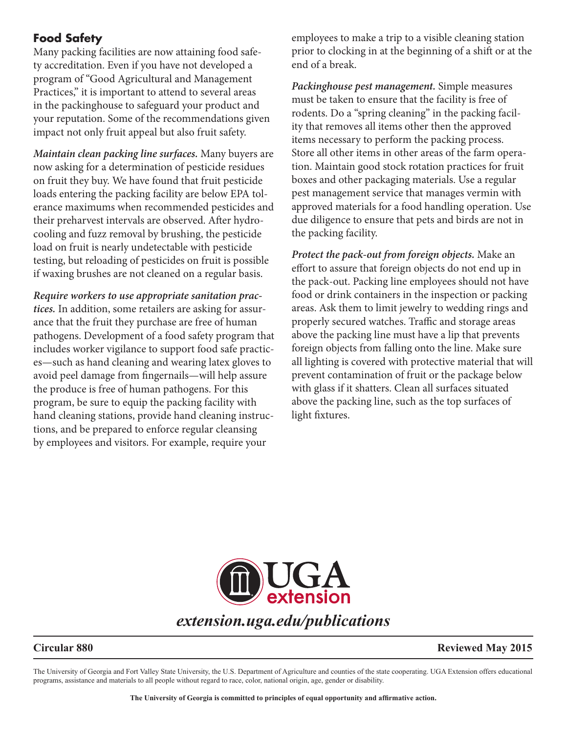## Food Safety

Many packing facilities are now attaining food safety accreditation. Even if you have not developed a program of "Good Agricultural and Management Practices," it is important to attend to several areas in the packinghouse to safeguard your product and your reputation. Some of the recommendations given impact not only fruit appeal but also fruit safety.

***Maintain clean packing line surfaces.*** Many buyers are now asking for a determination of pesticide residues on fruit they buy. We have found that fruit pesticide loads entering the packing facility are below EPA tolerance maximums when recommended pesticides and their preharvest intervals are observed. After hydrocooling and fuzz removal by brushing, the pesticide load on fruit is nearly undetectable with pesticide testing, but reloading of pesticides on fruit is possible if waxing brushes are not cleaned on a regular basis.

***Require workers to use appropriate sanitation practices.*** In addition, some retailers are asking for assurance that the fruit they purchase are free of human pathogens. Development of a food safety program that includes worker vigilance to support food safe practices—such as hand cleaning and wearing latex gloves to avoid peel damage from fingernails—will help assure the produce is free of human pathogens. For this program, be sure to equip the packing facility with hand cleaning stations, provide hand cleaning instructions, and be prepared to enforce regular cleansing by employees and visitors. For example, require your employees to make a trip to a visible cleaning station prior to clocking in at the beginning of a shift or at the end of a break.

***Packinghouse pest management.*** Simple measures must be taken to ensure that the facility is free of rodents. Do a "spring cleaning" in the packing facility that removes all items other then the approved items necessary to perform the packing process. Store all other items in other areas of the farm operation. Maintain good stock rotation practices for fruit boxes and other packaging materials. Use a regular pest management service that manages vermin with approved materials for a food handling operation. Use due diligence to ensure that pets and birds are not in the packing facility.

***Protect the pack-out from foreign objects.*** Make an effort to assure that foreign objects do not end up in the pack-out. Packing line employees should not have food or drink containers in the inspection or packing areas. Ask them to limit jewelry to wedding rings and properly secured watches. Traffic and storage areas above the packing line must have a lip that prevents foreign objects from falling onto the line. Make sure all lighting is covered with protective material that will prevent contamination of fruit or the package below with glass if it shatters. Clean all surfaces situated above the packing line, such as the top surfaces of light fixtures.

UGA extension

***extension.uga.edu/publications***

**Circular 880** **Reviewed May 2015**

The University of Georgia and Fort Valley State University, the U.S. Department of Agriculture and counties of the state cooperating. UGA Extension offers educational programs, assistance and materials to all people without regard to race, color, national origin, age, gender or disability.

**The University of Georgia is committed to principles of equal opportunity and affirmative action.**